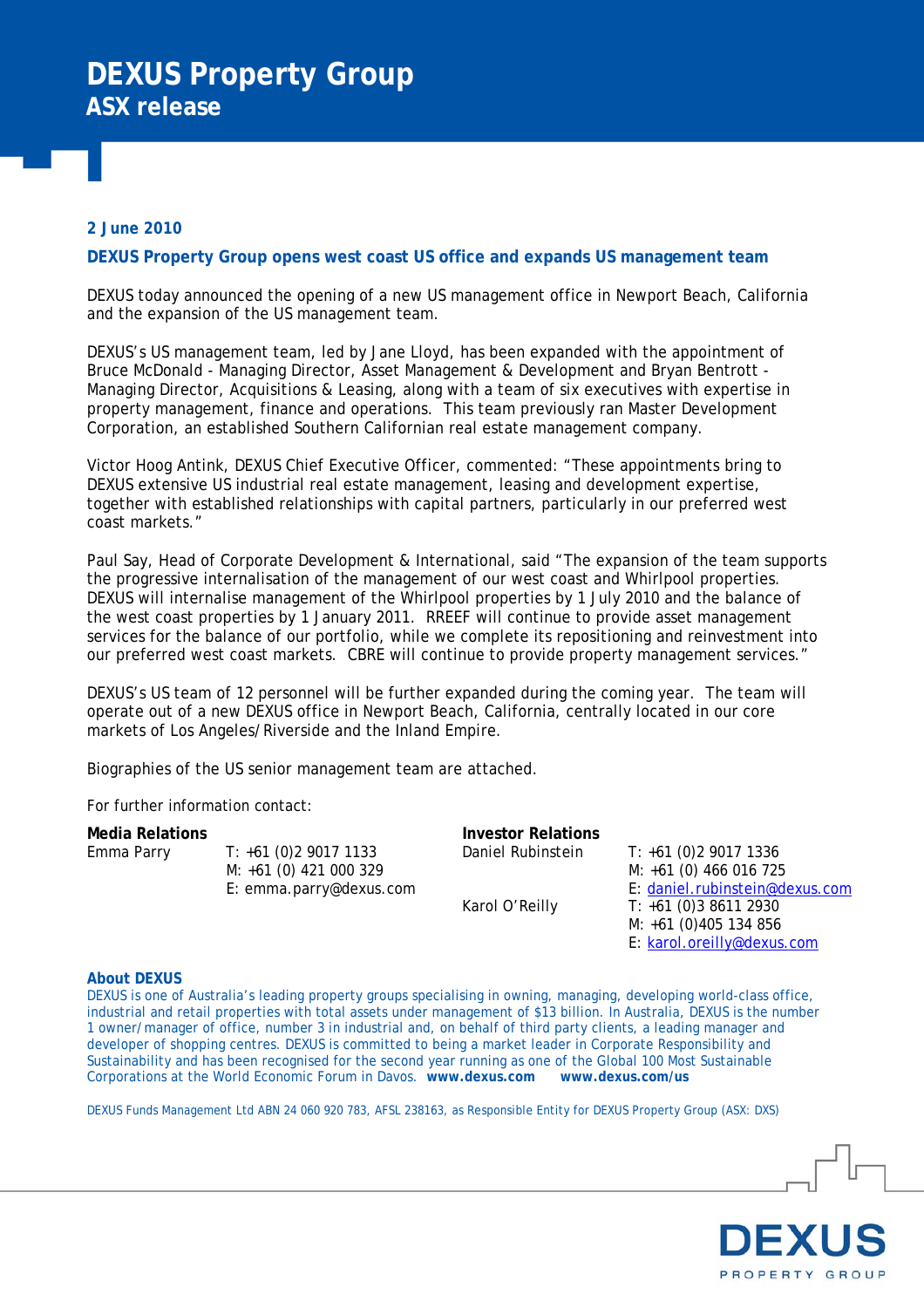# DEXUS Property Group

## ASX release

**2 June 2010**

### DEXUS Property Group opens west coast US office and expands US management team

DEXUS today announced the opening of a new US management office in Newport Beach, California and the expansion of the US management team.

DEXUS's US management team, led by Jane Lloyd, has been expanded with the appointment of Bruce McDonald - Managing Director, Asset Management & Development and Bryan Bentrott - Managing Director, Acquisitions & Leasing, along with a team of six executives with expertise in property management, finance and operations. This team previously ran Master Development Corporation, an established Southern Californian real estate management company.

Victor Hoog Antink, DEXUS Chief Executive Officer, commented: "These appointments bring to DEXUS extensive US industrial real estate management, leasing and development expertise, together with established relationships with capital partners, particularly in our preferred west coast markets."

Paul Say, Head of Corporate Development & International, said "The expansion of the team supports the progressive internalisation of the management of our west coast and Whirlpool properties. DEXUS will internalise management of the Whirlpool properties by 1 July 2010 and the balance of the west coast properties by 1 January 2011. RREEF will continue to provide asset management services for the balance of our portfolio, while we complete its repositioning and reinvestment into our preferred west coast markets. CBRE will continue to provide property management services."

DEXUS's US team of 12 personnel will be further expanded during the coming year. The team will operate out of a new DEXUS office in Newport Beach, California, centrally located in our core markets of Los Angeles/Riverside and the Inland Empire.

Biographies of the US senior management team are attached.

For further information contact:

**Media Relations**
Emma Parry
T: +61 (0)2 9017 1133
M: +61 (0) 421 000 329
E: emma.parry@dexus.com

**Investor Relations**
Daniel Rubinstein
T: +61 (0)2 9017 1336
M: +61 (0) 466 016 725
E: daniel.rubinstein@dexus.com

Karol O'Reilly
T: +61 (0)3 8611 2930
M: +61 (0)405 134 856
E: karol.oreilly@dexus.com

**About DEXUS**

DEXUS is one of Australia's leading property groups specialising in owning, managing, developing world-class office, industrial and retail properties with total assets under management of $13 billion. In Australia, DEXUS is the number 1 owner/manager of office, number 3 in industrial and, on behalf of third party clients, a leading manager and developer of shopping centres. DEXUS is committed to being a market leader in Corporate Responsibility and Sustainability and has been recognised for the second year running as one of the Global 100 Most Sustainable Corporations at the World Economic Forum in Davos. **www.dexus.com** **www.dexus.com/us**

DEXUS Funds Management Ltd ABN 24 060 920 783, AFSL 238163, as Responsible Entity for DEXUS Property Group (ASX: DXS)

DEXUS PROPERTY GROUP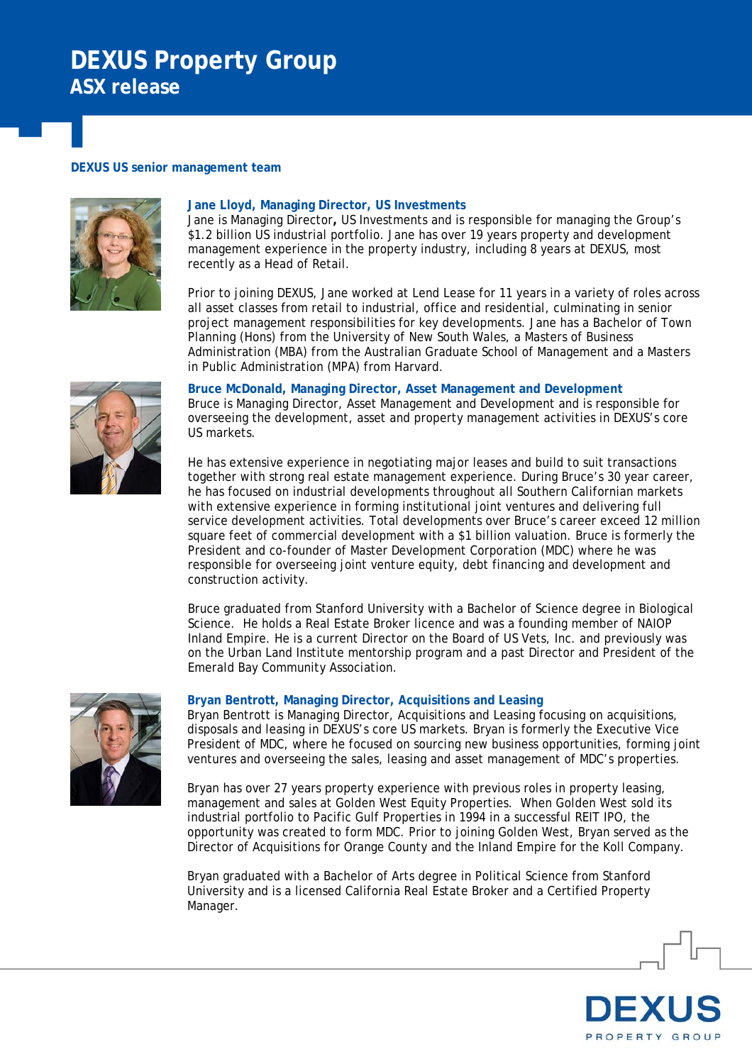# DEXUS Property Group
## ASX release

### DEXUS US senior management team

**Jane Lloyd, Managing Director, US Investments**
Jane is Managing Director**,** US Investments and is responsible for managing the Group's $1.2 billion US industrial portfolio. Jane has over 19 years property and development management experience in the property industry, including 8 years at DEXUS, most recently as a Head of Retail.

Prior to joining DEXUS, Jane worked at Lend Lease for 11 years in a variety of roles across all asset classes from retail to industrial, office and residential, culminating in senior project management responsibilities for key developments. Jane has a Bachelor of Town Planning (Hons) from the University of New South Wales, a Masters of Business Administration (MBA) from the Australian Graduate School of Management and a Masters in Public Administration (MPA) from Harvard.

**Bruce McDonald, Managing Director, Asset Management and Development**
Bruce is Managing Director, Asset Management and Development and is responsible for overseeing the development, asset and property management activities in DEXUS's core US markets.

He has extensive experience in negotiating major leases and build to suit transactions together with strong real estate management experience. During Bruce's 30 year career, he has focused on industrial developments throughout all Southern Californian markets with extensive experience in forming institutional joint ventures and delivering full service development activities. Total developments over Bruce's career exceed 12 million square feet of commercial development with a $1 billion valuation. Bruce is formerly the President and co-founder of Master Development Corporation (MDC) where he was responsible for overseeing joint venture equity, debt financing and development and construction activity.

Bruce graduated from Stanford University with a Bachelor of Science degree in Biological Science. He holds a Real Estate Broker licence and was a founding member of NAIOP Inland Empire. He is a current Director on the Board of US Vets, Inc. and previously was on the Urban Land Institute mentorship program and a past Director and President of the Emerald Bay Community Association.

**Bryan Bentrott, Managing Director, Acquisitions and Leasing**
Bryan Bentrott is Managing Director, Acquisitions and Leasing focusing on acquisitions, disposals and leasing in DEXUS's core US markets. Bryan is formerly the Executive Vice President of MDC, where he focused on sourcing new business opportunities, forming joint ventures and overseeing the sales, leasing and asset management of MDC's properties.

Bryan has over 27 years property experience with previous roles in property leasing, management and sales at Golden West Equity Properties. When Golden West sold its industrial portfolio to Pacific Gulf Properties in 1994 in a successful REIT IPO, the opportunity was created to form MDC. Prior to joining Golden West, Bryan served as the Director of Acquisitions for Orange County and the Inland Empire for the Koll Company.

Bryan graduated with a Bachelor of Arts degree in Political Science from Stanford University and is a licensed California Real Estate Broker and a Certified Property Manager.